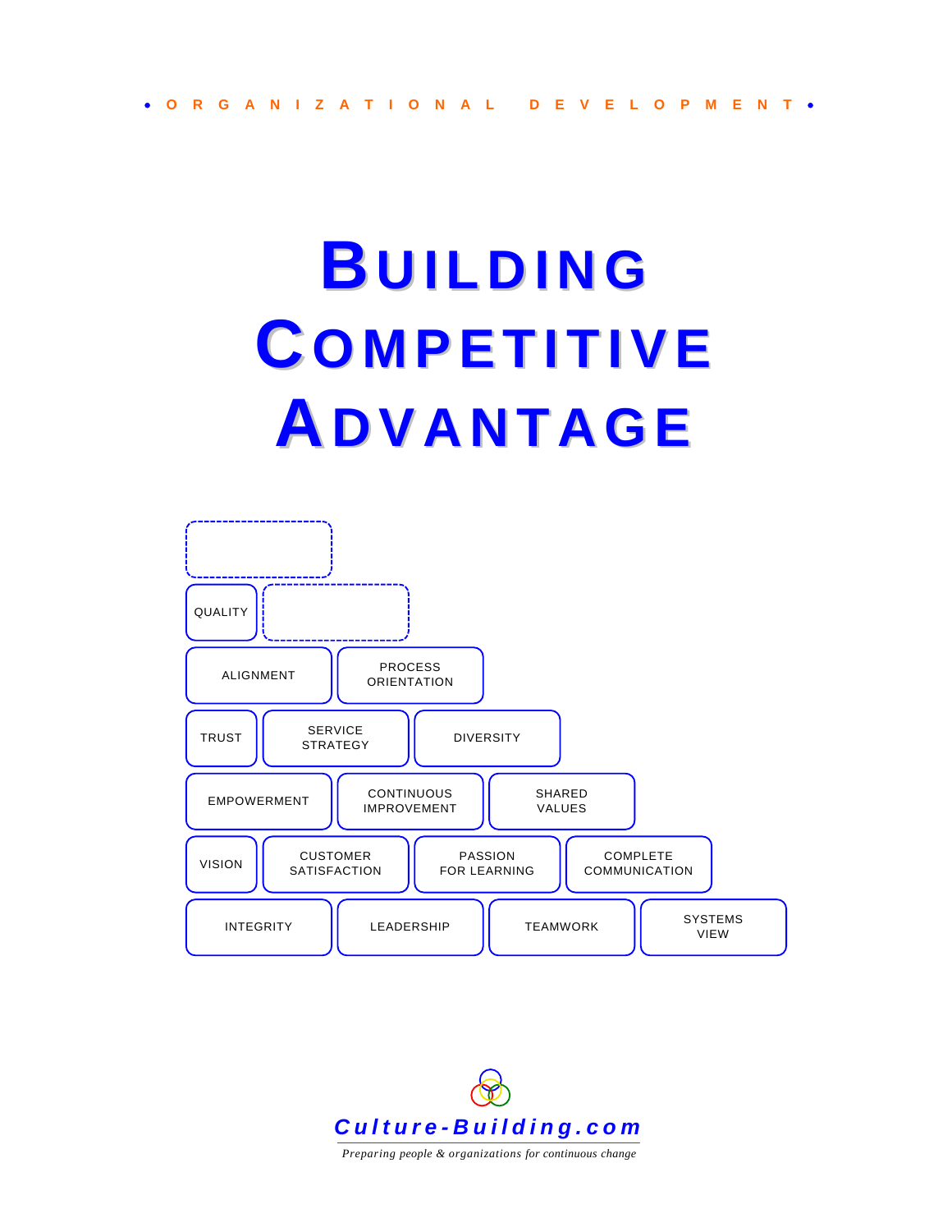• ORGANIZATIONAL DEVELOPMENT •

# BUILDING COMPETITIVE ADVANTAGE

QUALITY

ALIGNMENT | PROCESS ORIENTATION

TRUST | SERVICE STRATEGY | DIVERSITY

EMPOWERMENT | CONTINUOUS IMPROVEMENT | SHARED VALUES

VISION | CUSTOMER SATISFACTION | PASSION FOR LEARNING | COMPLETE COMMUNICATION

INTEGRITY | LEADERSHIP | TEAMWORK | SYSTEMS VIEW

**Culture-Building.com**

*Preparing people & organizations for continuous change*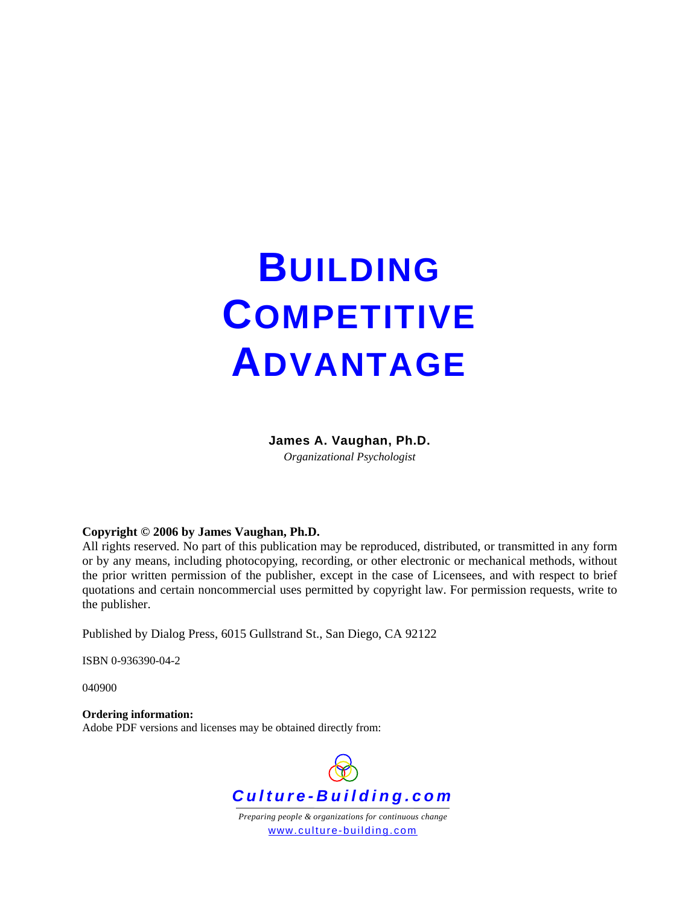# BUILDING COMPETITIVE ADVANTAGE

**James A. Vaughan, Ph.D.**

*Organizational Psychologist*

**Copyright © 2006 by James Vaughan, Ph.D.**

All rights reserved. No part of this publication may be reproduced, distributed, or transmitted in any form or by any means, including photocopying, recording, or other electronic or mechanical methods, without the prior written permission of the publisher, except in the case of Licensees, and with respect to brief quotations and certain noncommercial uses permitted by copyright law. For permission requests, write to the publisher.

Published by Dialog Press, 6015 Gullstrand St., San Diego, CA 92122

ISBN 0-936390-04-2

040900

**Ordering information:**

Adobe PDF versions and licenses may be obtained directly from:

***Culture-Building.com***

*Preparing people & organizations for continuous change*

www.culture-building.com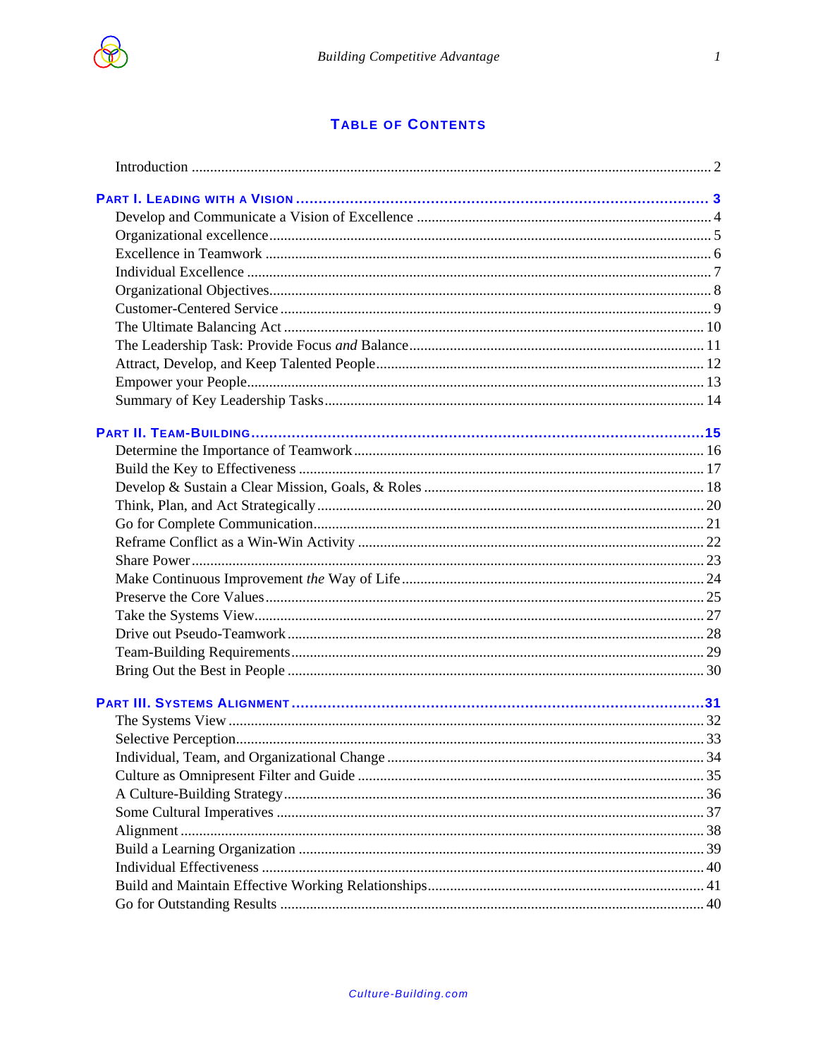# Table of Contents

Introduction ........................................................................................................................ 2

**Part I. Leading with a Vision** ........................................................................................ **3**

Develop and Communicate a Vision of Excellence ............................................................. 4
Organizational excellence .................................................................................................. 5
Excellence in Teamwork ..................................................................................................... 6
Individual Excellence ......................................................................................................... 7
Organizational Objectives .................................................................................................. 8
Customer-Centered Service ............................................................................................... 9
The Ultimate Balancing Act .............................................................................................. 10
The Leadership Task: Provide Focus *and* Balance ........................................................... 11
Attract, Develop, and Keep Talented People ..................................................................... 12
Empower your People ....................................................................................................... 13
Summary of Key Leadership Tasks .................................................................................... 14

**Part II. Team-Building** .................................................................................................. **15**

Determine the Importance of Teamwork ............................................................................ 16
Build the Key to Effectiveness ........................................................................................... 17
Develop & Sustain a Clear Mission, Goals, & Roles .......................................................... 18
Think, Plan, and Act Strategically ...................................................................................... 20
Go for Complete Communication ....................................................................................... 21
Reframe Conflict as a Win-Win Activity ............................................................................. 22
Share Power ....................................................................................................................... 23
Make Continuous Improvement *the* Way of Life ................................................................ 24
Preserve the Core Values ................................................................................................... 25
Take the Systems View ....................................................................................................... 27
Drive out Pseudo-Teamwork ............................................................................................... 28
Team-Building Requirements ............................................................................................. 29
Bring Out the Best in People .............................................................................................. 30

**Part III. Systems Alignment** .......................................................................................... **31**

The Systems View .............................................................................................................. 32
Selective Perception ........................................................................................................... 33
Individual, Team, and Organizational Change ................................................................... 34
Culture as Omnipresent Filter and Guide ........................................................................... 35
A Culture-Building Strategy ............................................................................................... 36
Some Cultural Imperatives ................................................................................................. 37
Alignment .......................................................................................................................... 38
Build a Learning Organization ........................................................................................... 39
Individual Effectiveness ..................................................................................................... 40
Build and Maintain Effective Working Relationships .......................................................... 41
Go for Outstanding Results ................................................................................................ 40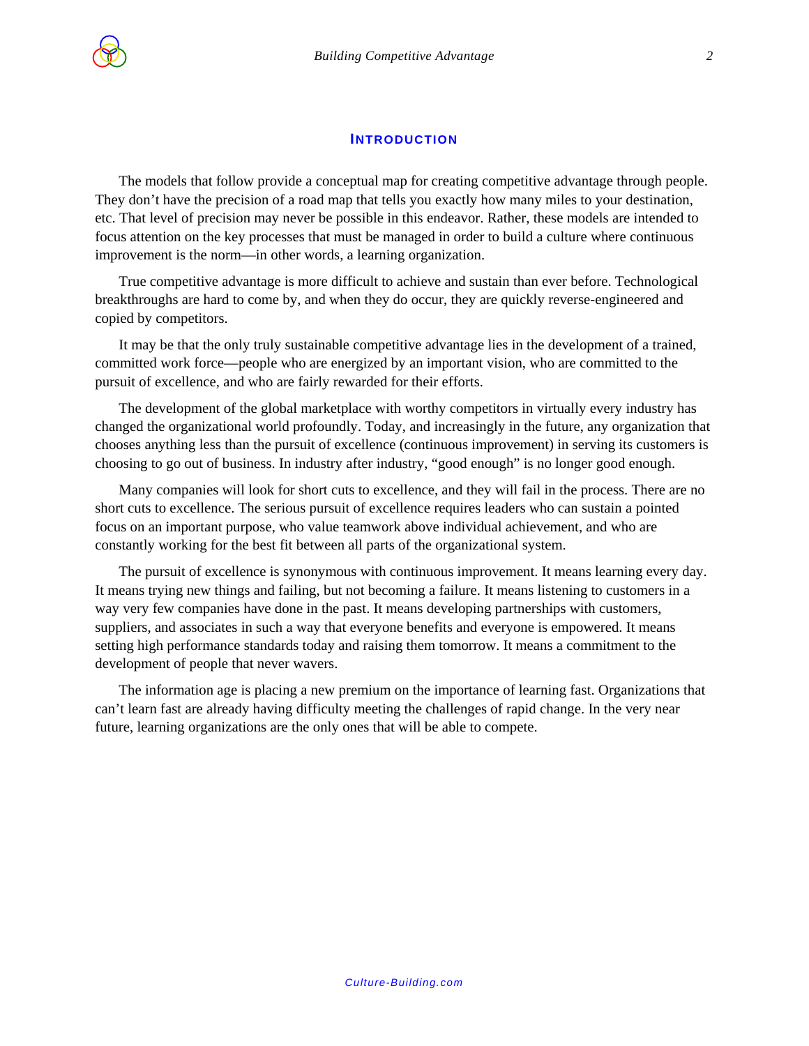## Introduction

The models that follow provide a conceptual map for creating competitive advantage through people. They don't have the precision of a road map that tells you exactly how many miles to your destination, etc. That level of precision may never be possible in this endeavor. Rather, these models are intended to focus attention on the key processes that must be managed in order to build a culture where continuous improvement is the norm—in other words, a learning organization.

True competitive advantage is more difficult to achieve and sustain than ever before. Technological breakthroughs are hard to come by, and when they do occur, they are quickly reverse-engineered and copied by competitors.

It may be that the only truly sustainable competitive advantage lies in the development of a trained, committed work force—people who are energized by an important vision, who are committed to the pursuit of excellence, and who are fairly rewarded for their efforts.

The development of the global marketplace with worthy competitors in virtually every industry has changed the organizational world profoundly. Today, and increasingly in the future, any organization that chooses anything less than the pursuit of excellence (continuous improvement) in serving its customers is choosing to go out of business. In industry after industry, "good enough" is no longer good enough.

Many companies will look for short cuts to excellence, and they will fail in the process. There are no short cuts to excellence. The serious pursuit of excellence requires leaders who can sustain a pointed focus on an important purpose, who value teamwork above individual achievement, and who are constantly working for the best fit between all parts of the organizational system.

The pursuit of excellence is synonymous with continuous improvement. It means learning every day. It means trying new things and failing, but not becoming a failure. It means listening to customers in a way very few companies have done in the past. It means developing partnerships with customers, suppliers, and associates in such a way that everyone benefits and everyone is empowered. It means setting high performance standards today and raising them tomorrow. It means a commitment to the development of people that never wavers.

The information age is placing a new premium on the importance of learning fast. Organizations that can't learn fast are already having difficulty meeting the challenges of rapid change. In the very near future, learning organizations are the only ones that will be able to compete.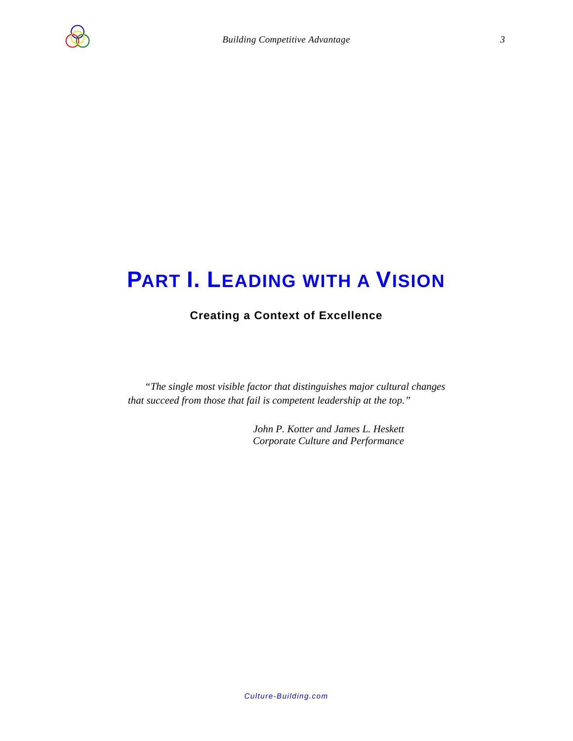# PART I. LEADING WITH A VISION

**Creating a Context of Excellence**

*"The single most visible factor that distinguishes major cultural changes that succeed from those that fail is competent leadership at the top."*

*John P. Kotter and James L. Heskett*
*Corporate Culture and Performance*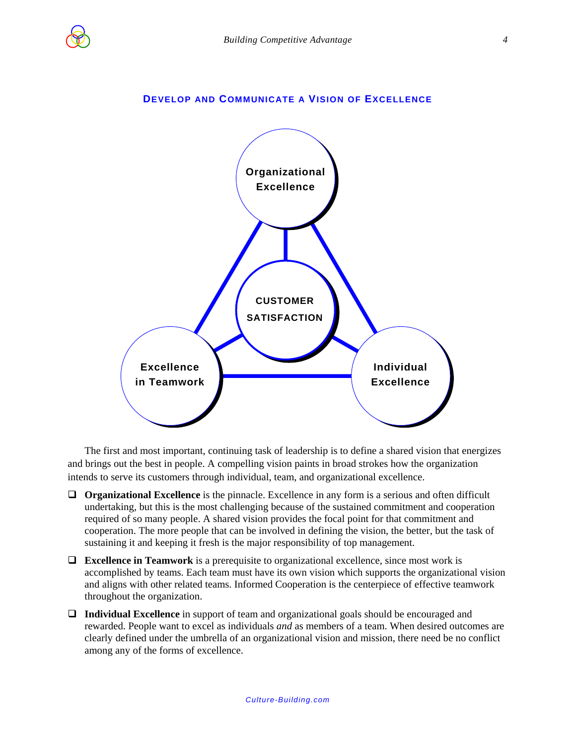## Develop and Communicate a Vision of Excellence

Organizational Excellence

CUSTOMER SATISFACTION

Excellence in Teamwork

Individual Excellence

The first and most important, continuing task of leadership is to define a shared vision that energizes and brings out the best in people. A compelling vision paints in broad strokes how the organization intends to serve its customers through individual, team, and organizational excellence.

- **Organizational Excellence** is the pinnacle. Excellence in any form is a serious and often difficult undertaking, but this is the most challenging because of the sustained commitment and cooperation required of so many people. A shared vision provides the focal point for that commitment and cooperation. The more people that can be involved in defining the vision, the better, but the task of sustaining it and keeping it fresh is the major responsibility of top management.

- **Excellence in Teamwork** is a prerequisite to organizational excellence, since most work is accomplished by teams. Each team must have its own vision which supports the organizational vision and aligns with other related teams. Informed Cooperation is the centerpiece of effective teamwork throughout the organization.

- **Individual Excellence** in support of team and organizational goals should be encouraged and rewarded. People want to excel as individuals *and* as members of a team. When desired outcomes are clearly defined under the umbrella of an organizational vision and mission, there need be no conflict among any of the forms of excellence.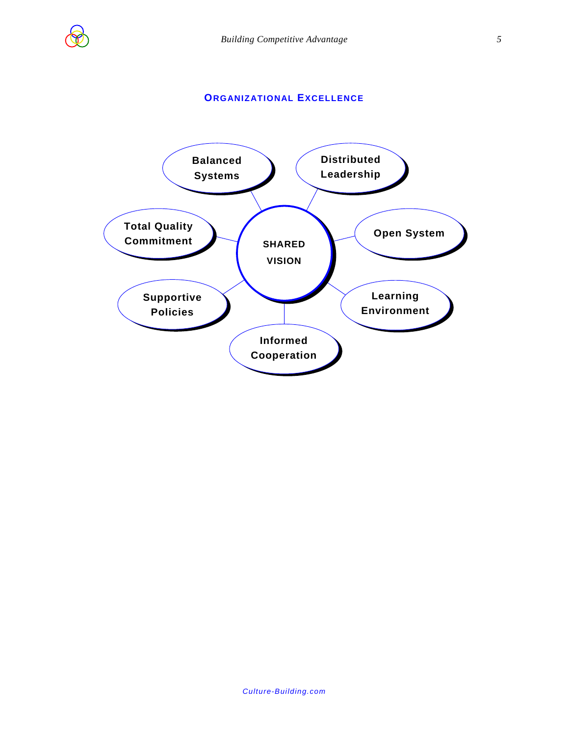## Organizational Excellence

SHARED VISION

- Balanced Systems
- Distributed Leadership
- Open System
- Learning Environment
- Informed Cooperation
- Supportive Policies
- Total Quality Commitment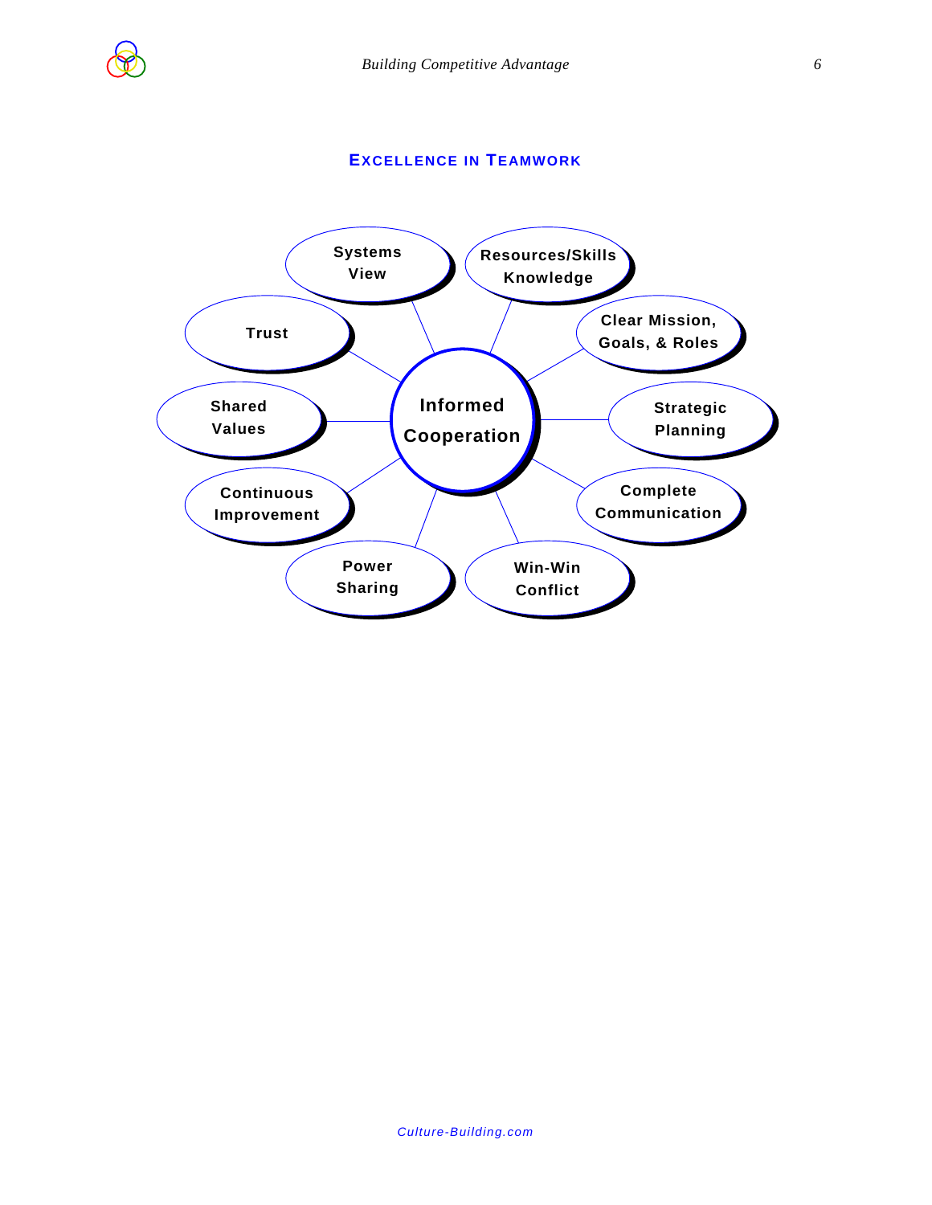## Excellence in Teamwork

Informed Cooperation

- Systems View
- Resources/Skills Knowledge
- Clear Mission, Goals, & Roles
- Strategic Planning
- Complete Communication
- Win-Win Conflict
- Power Sharing
- Continuous Improvement
- Shared Values
- Trust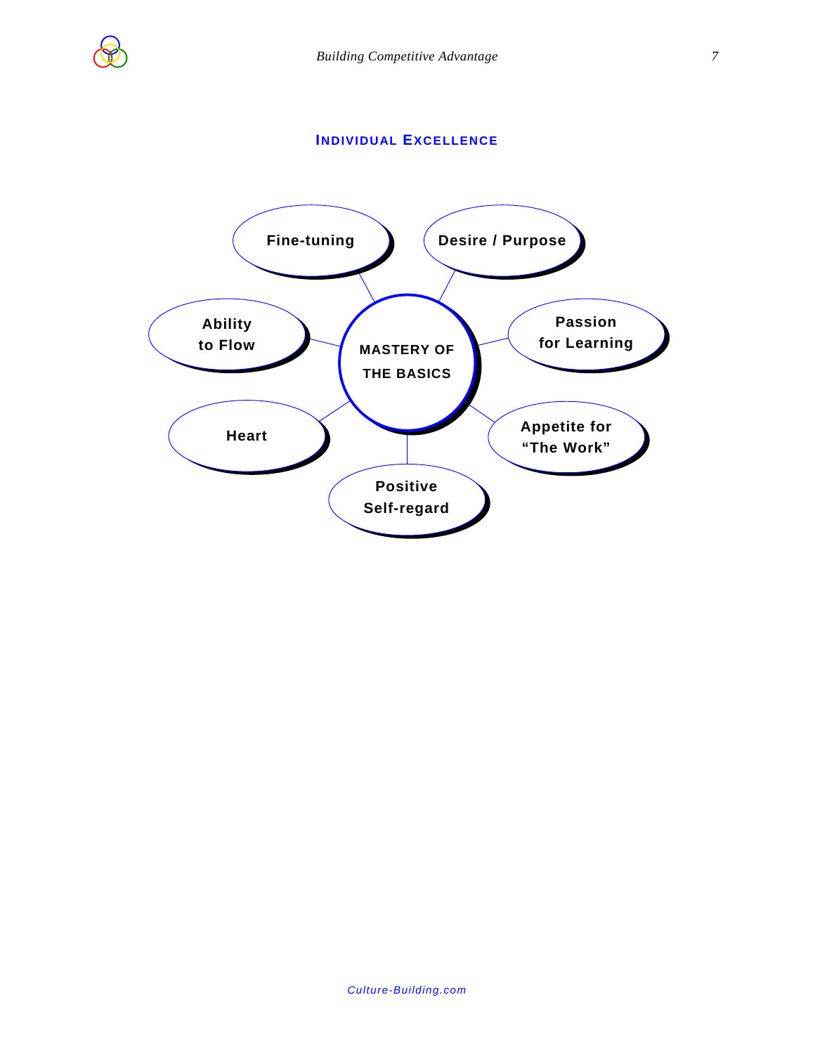## Individual Excellence

MASTERY OF THE BASICS

- Fine-tuning
- Desire / Purpose
- Passion for Learning
- Appetite for "The Work"
- Positive Self-regard
- Heart
- Ability to Flow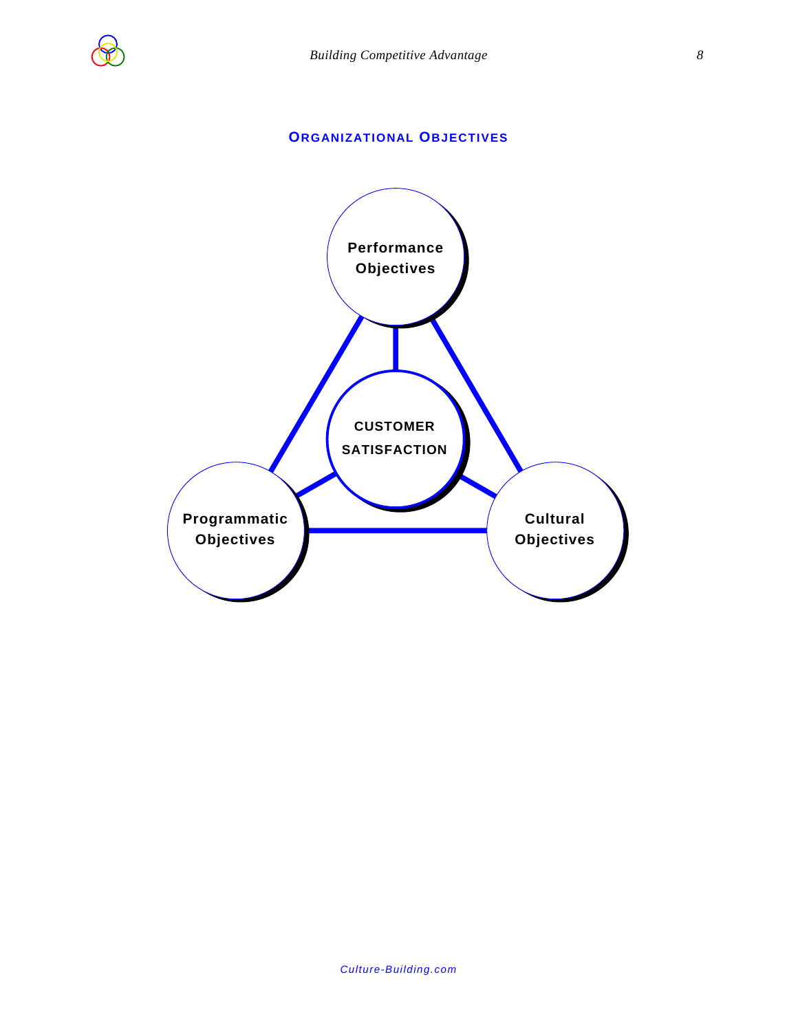## Organizational Objectives

Performance Objectives

CUSTOMER SATISFACTION

Programmatic Objectives

Cultural Objectives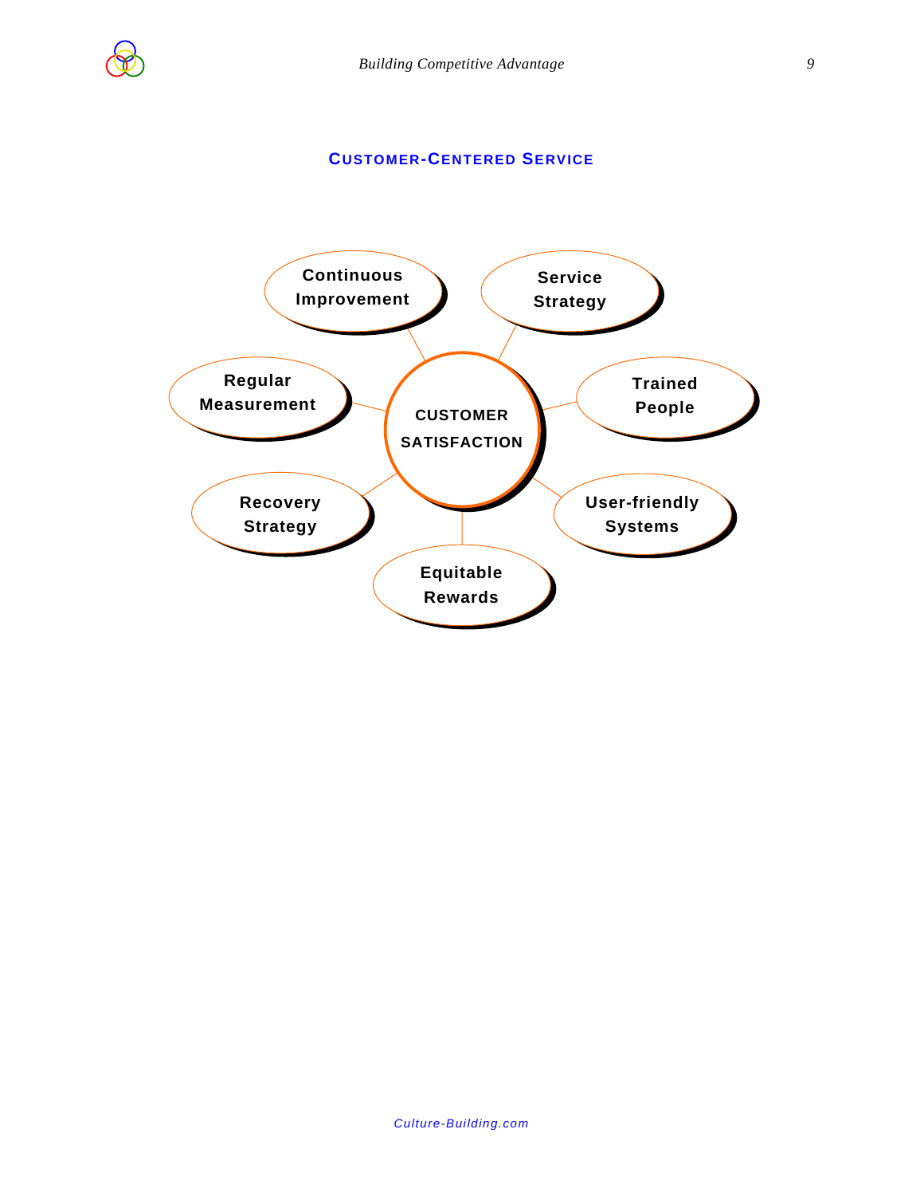## CUSTOMER-CENTERED SERVICE

- CUSTOMER SATISFACTION
  - Continuous Improvement
  - Service Strategy
  - Trained People
  - User-friendly Systems
  - Equitable Rewards
  - Recovery Strategy
  - Regular Measurement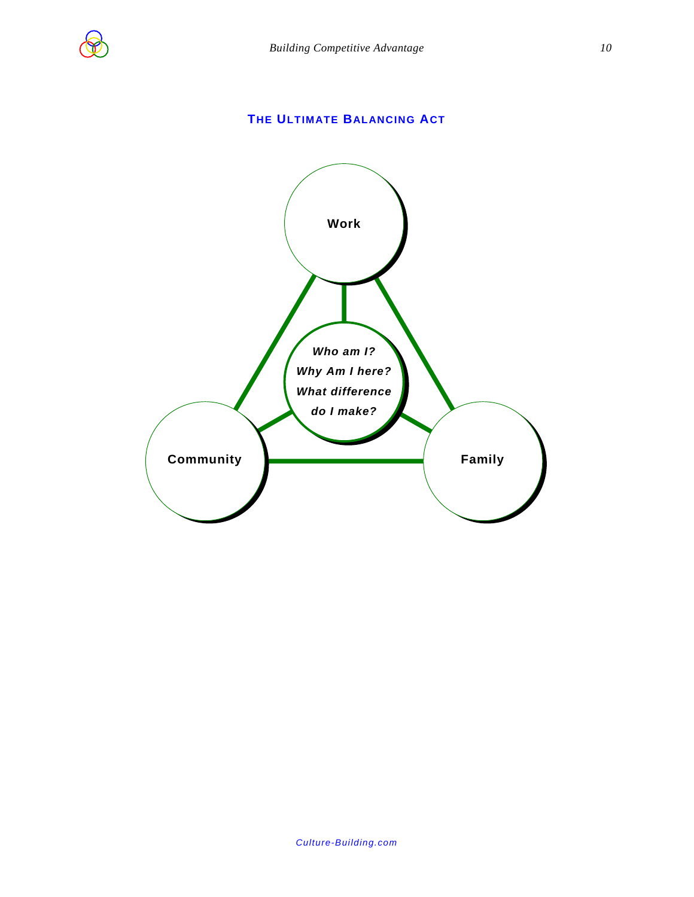## THE ULTIMATE BALANCING ACT

**Work**

***Who am I?***
***Why Am I here?***
***What difference do I make?***

**Community**

**Family**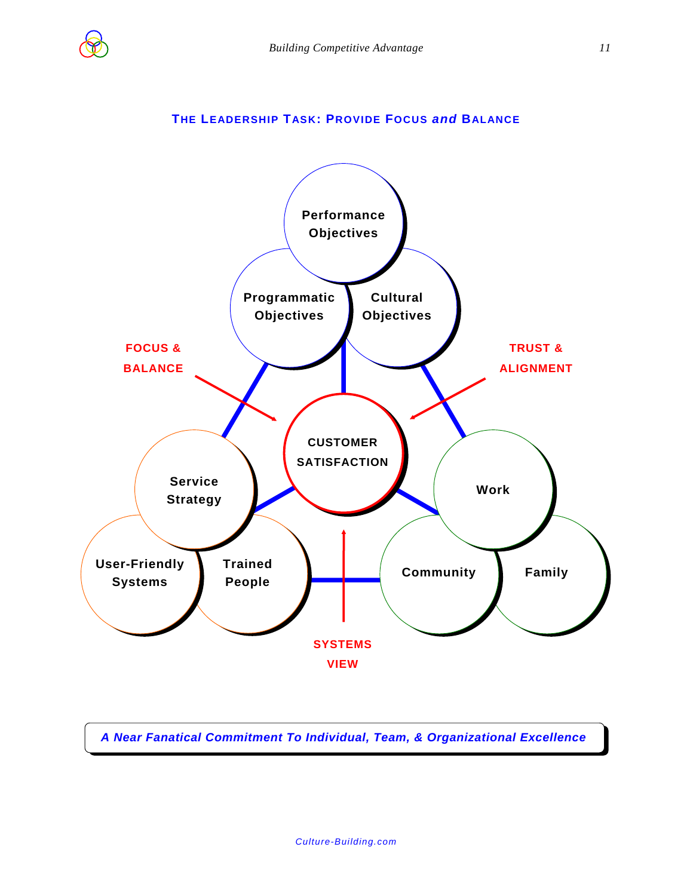## The Leadership Task: Provide Focus *and* Balance

Performance Objectives

Programmatic Objectives

Cultural Objectives

FOCUS & BALANCE

TRUST & ALIGNMENT

CUSTOMER SATISFACTION

Service Strategy

Work

User-Friendly Systems

Trained People

Community

Family

SYSTEMS VIEW

***A Near Fanatical Commitment To Individual, Team, & Organizational Excellence***

*Culture-Building.com*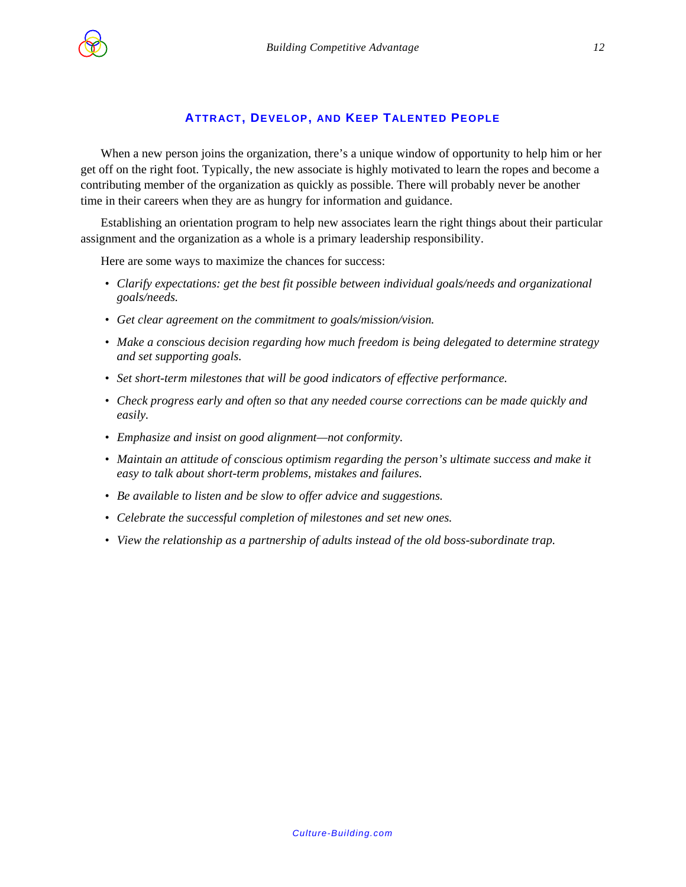## Attract, Develop, and Keep Talented People

When a new person joins the organization, there's a unique window of opportunity to help him or her get off on the right foot. Typically, the new associate is highly motivated to learn the ropes and become a contributing member of the organization as quickly as possible. There will probably never be another time in their careers when they are as hungry for information and guidance.

Establishing an orientation program to help new associates learn the right things about their particular assignment and the organization as a whole is a primary leadership responsibility.

Here are some ways to maximize the chances for success:

- *Clarify expectations: get the best fit possible between individual goals/needs and organizational goals/needs.*
- *Get clear agreement on the commitment to goals/mission/vision.*
- *Make a conscious decision regarding how much freedom is being delegated to determine strategy and set supporting goals.*
- *Set short-term milestones that will be good indicators of effective performance.*
- *Check progress early and often so that any needed course corrections can be made quickly and easily.*
- *Emphasize and insist on good alignment—not conformity.*
- *Maintain an attitude of conscious optimism regarding the person's ultimate success and make it easy to talk about short-term problems, mistakes and failures.*
- *Be available to listen and be slow to offer advice and suggestions.*
- *Celebrate the successful completion of milestones and set new ones.*
- *View the relationship as a partnership of adults instead of the old boss-subordinate trap.*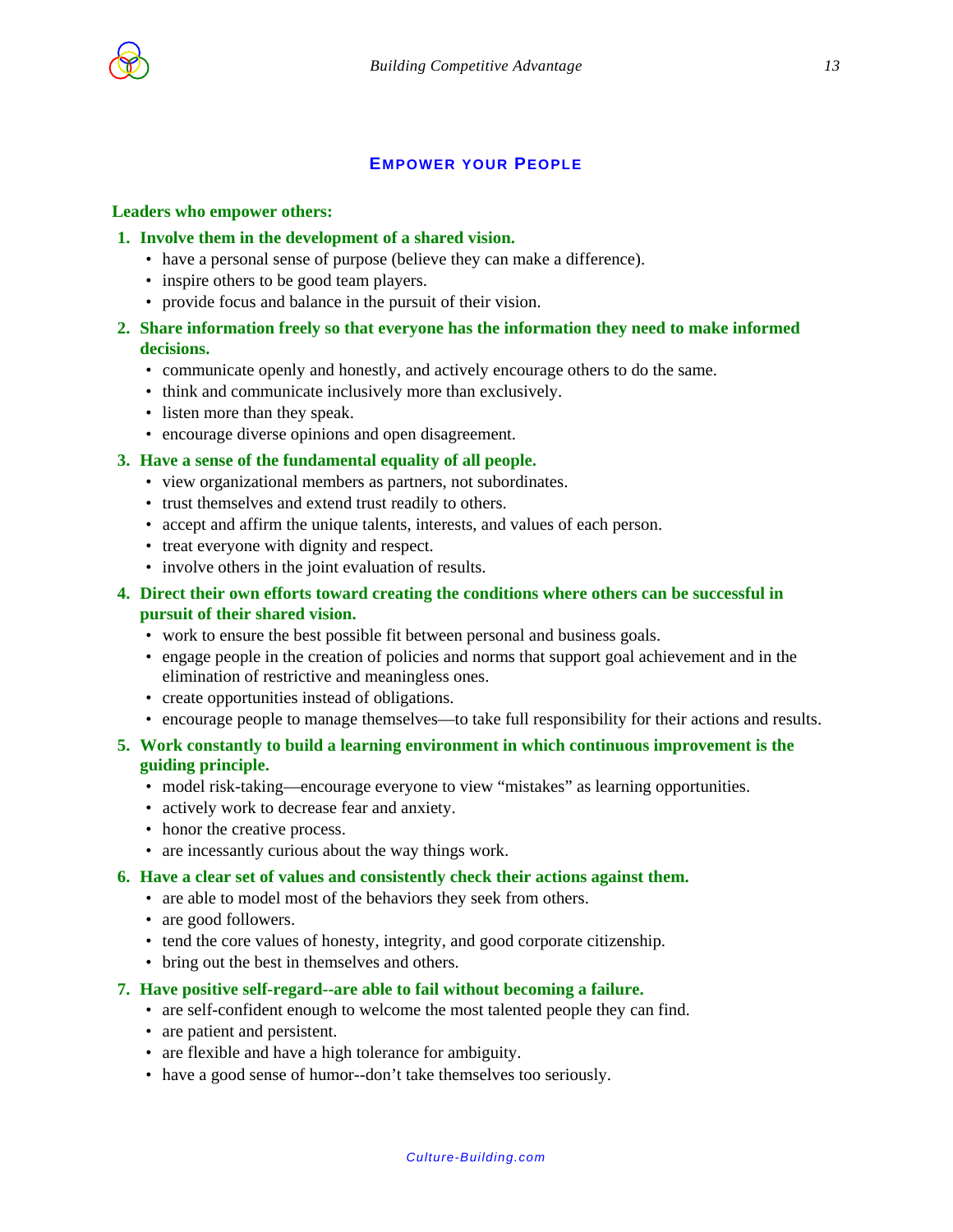## Empower your People

**Leaders who empower others:**

1. **Involve them in the development of a shared vision.**
   - have a personal sense of purpose (believe they can make a difference).
   - inspire others to be good team players.
   - provide focus and balance in the pursuit of their vision.
2. **Share information freely so that everyone has the information they need to make informed decisions.**
   - communicate openly and honestly, and actively encourage others to do the same.
   - think and communicate inclusively more than exclusively.
   - listen more than they speak.
   - encourage diverse opinions and open disagreement.
3. **Have a sense of the fundamental equality of all people.**
   - view organizational members as partners, not subordinates.
   - trust themselves and extend trust readily to others.
   - accept and affirm the unique talents, interests, and values of each person.
   - treat everyone with dignity and respect.
   - involve others in the joint evaluation of results.
4. **Direct their own efforts toward creating the conditions where others can be successful in pursuit of their shared vision.**
   - work to ensure the best possible fit between personal and business goals.
   - engage people in the creation of policies and norms that support goal achievement and in the elimination of restrictive and meaningless ones.
   - create opportunities instead of obligations.
   - encourage people to manage themselves—to take full responsibility for their actions and results.
5. **Work constantly to build a learning environment in which continuous improvement is the guiding principle.**
   - model risk-taking—encourage everyone to view "mistakes" as learning opportunities.
   - actively work to decrease fear and anxiety.
   - honor the creative process.
   - are incessantly curious about the way things work.
6. **Have a clear set of values and consistently check their actions against them.**
   - are able to model most of the behaviors they seek from others.
   - are good followers.
   - tend the core values of honesty, integrity, and good corporate citizenship.
   - bring out the best in themselves and others.
7. **Have positive self-regard--are able to fail without becoming a failure.**
   - are self-confident enough to welcome the most talented people they can find.
   - are patient and persistent.
   - are flexible and have a high tolerance for ambiguity.
   - have a good sense of humor--don't take themselves too seriously.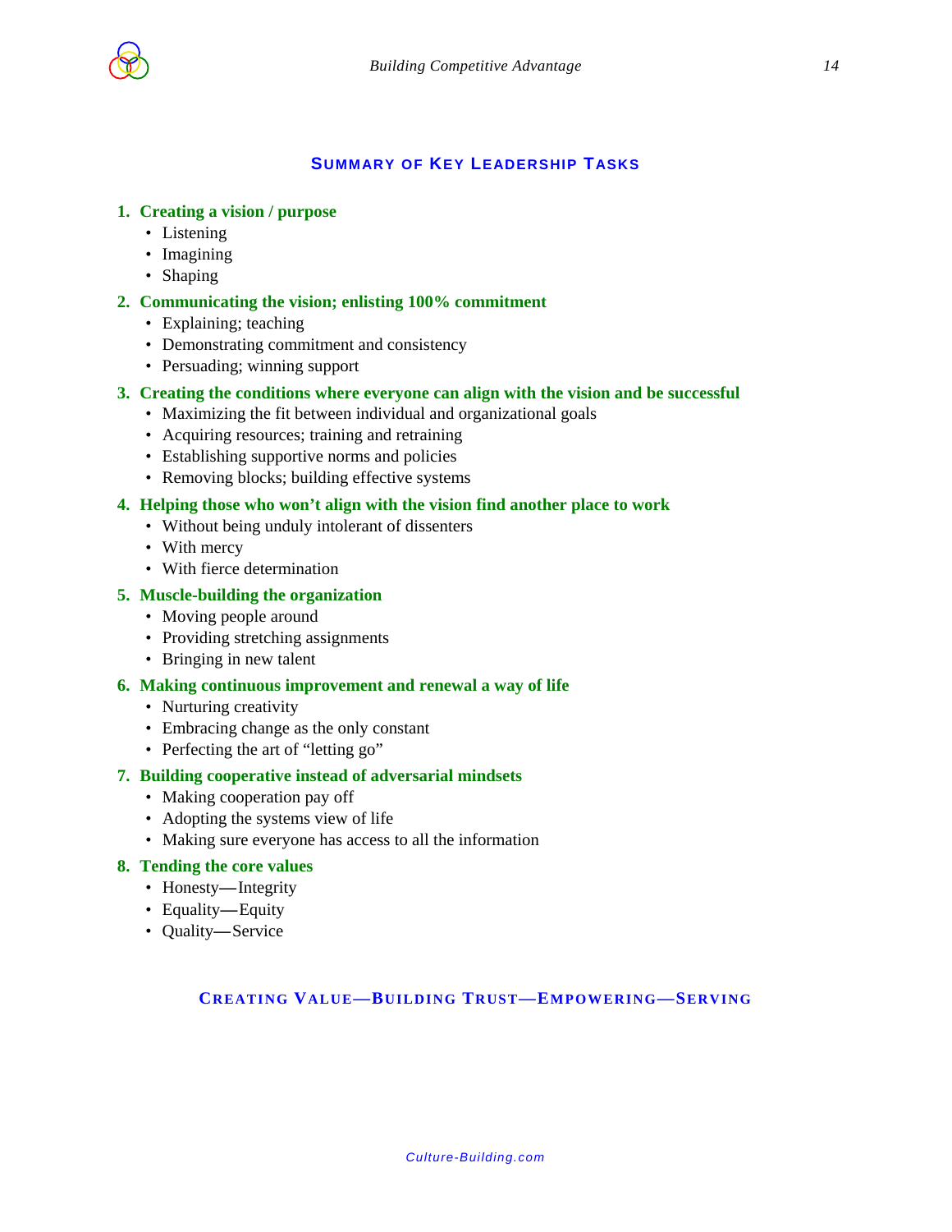## Summary of Key Leadership Tasks

1. **Creating a vision / purpose**
   - Listening
   - Imagining
   - Shaping
2. **Communicating the vision; enlisting 100% commitment**
   - Explaining; teaching
   - Demonstrating commitment and consistency
   - Persuading; winning support
3. **Creating the conditions where everyone can align with the vision and be successful**
   - Maximizing the fit between individual and organizational goals
   - Acquiring resources; training and retraining
   - Establishing supportive norms and policies
   - Removing blocks; building effective systems
4. **Helping those who won't align with the vision find another place to work**
   - Without being unduly intolerant of dissenters
   - With mercy
   - With fierce determination
5. **Muscle-building the organization**
   - Moving people around
   - Providing stretching assignments
   - Bringing in new talent
6. **Making continuous improvement and renewal a way of life**
   - Nurturing creativity
   - Embracing change as the only constant
   - Perfecting the art of "letting go"
7. **Building cooperative instead of adversarial mindsets**
   - Making cooperation pay off
   - Adopting the systems view of life
   - Making sure everyone has access to all the information
8. **Tending the core values**
   - Honesty—Integrity
   - Equality—Equity
   - Quality—Service

**Creating Value—Building Trust—Empowering—Serving**